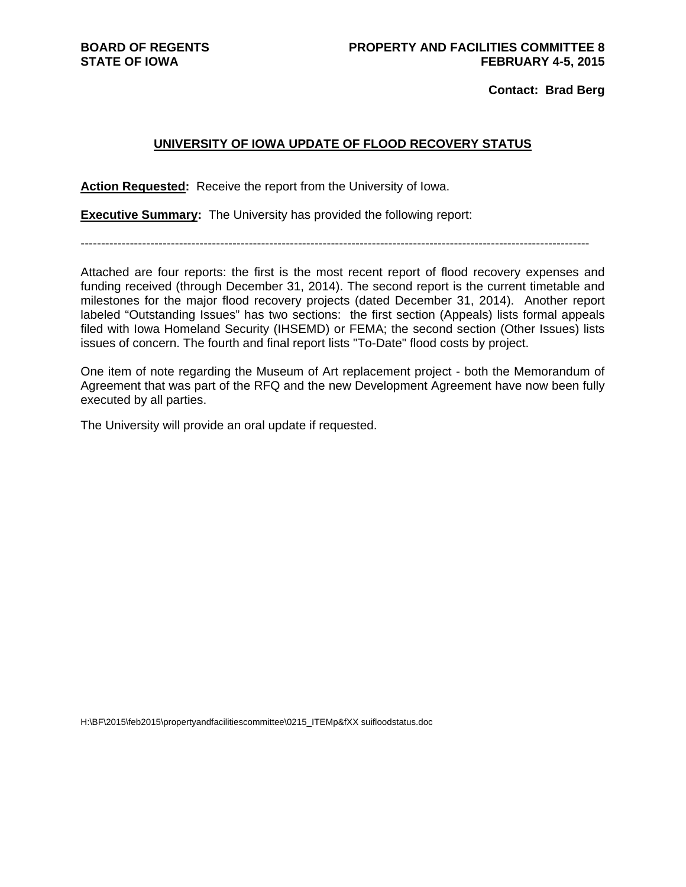**BOARD OF REGENTS**
**STATE OF IOWA**

**PROPERTY AND FACILITIES COMMITTEE 8**
**FEBRUARY 4-5, 2015**

**Contact: Brad Berg**

## UNIVERSITY OF IOWA UPDATE OF FLOOD RECOVERY STATUS

**Action Requested:** Receive the report from the University of Iowa.

**Executive Summary:** The University has provided the following report:

---

Attached are four reports: the first is the most recent report of flood recovery expenses and funding received (through December 31, 2014). The second report is the current timetable and milestones for the major flood recovery projects (dated December 31, 2014). Another report labeled "Outstanding Issues" has two sections: the first section (Appeals) lists formal appeals filed with Iowa Homeland Security (IHSEMD) or FEMA; the second section (Other Issues) lists issues of concern. The fourth and final report lists "To-Date" flood costs by project.

One item of note regarding the Museum of Art replacement project - both the Memorandum of Agreement that was part of the RFQ and the new Development Agreement have now been fully executed by all parties.

The University will provide an oral update if requested.

H:\BF\2015\feb2015\propertyandfacilitiescommittee\0215_ITEMp&fXX suifloodstatus.doc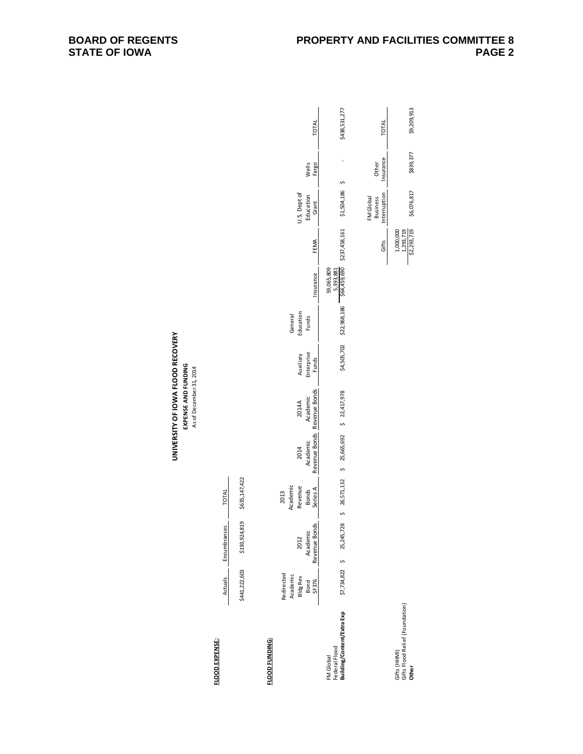# UNIVERSITY OF IOWA FLOOD RECOVERY

**EXPENSE AND FUNDING**

As of December 31, 2014

**FLOOD EXPENSE:**

| Actuals | Encumbrances | TOTAL |
|---|---|---|
| $441,222,603 | $193,924,819 | $635,147,422 |

**FLOOD FUNDING:**

| | Redirected Academic Bldg Rev Bond SF376 | 2012 Academic Revenue Bonds | 2013 Academic Revenue Bonds Series A | 2014 Academic Revenue Bonds | 2014A Academic Revenue Bonds | Auxiliary Enterprise Funds | General Education Funds | Insurance | FEMA | U.S. Dept of Education Grant | Wells Fargo | TOTAL |
|---|---|---|---|---|---|---|---|---|---|---|---|---|
| FM Global | | | | | | | | 59,065,809 | | | | |
| Federal Flood | | | | | | | | 5,393,881 | | | | |
| **Building/Content/Extra Exp** | $7,734,822 | $ 25,245,728 | $ 26,571,132 | $ 25,665,692 | $ 22,417,978 | $4,505,702 | $22,968,186 | $64,459,690 | $237,458,161 | $1,504,186 | $ - | $438,531,277 |

| | Gifts | FM Global Business Interruption | Other Insurance | TOTAL |
|---|---|---|---|---|
| Gifts (HHMI) | 1,000,000 | | | |
| Gifts Flood Relief (Foundation) | 1,293,719 | | | |
| **Other** | $2,293,719 | $6,076,817 | $839,377 | $9,209,913 |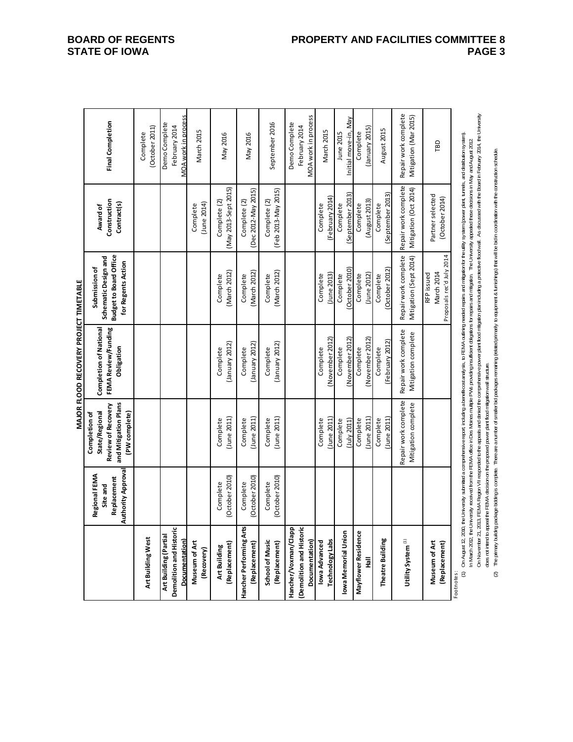## MAJOR FLOOD RECOVERY PROJECT TIMETABLE

| | Regional FEMA Site and Replacement Authority Approval | Completion of State/Regional Review of Recovery and Mitigation Plans (PW complete) | Completion of National FEMA Review/Funding Obligation | Submission of Schematic Design and Budget to Board Office for Regents Action | Award of Construction Contract(s) | Final Completion |
|---|---|---|---|---|---|---|
| **Art Building West** | | | | | | Complete (October 2011) |
| **Art Building (Partial Demolition and Historic Documentation)** | | | | | | Demo Complete February 2014 MOA work in process |
| **Museum of Art (Recovery)** | | | | | Complete (June 2014) | March 2015 |
| **Art Building (Replacement)** | Complete (October 2010) | Complete (June 2011) | Complete (January 2012) | Complete (March 2012) | Complete (2) (May 2013-Sept 2015) | May 2016 |
| **Hancher Performing Arts (Replacement)** | Complete (October 2010) | Complete (June 2011) | Complete (January 2012) | Complete (March 2012) | Complete (2) (Dec 2012-May 2015) | May 2016 |
| **School of Music (Replacement)** | Complete (October 2010) | Complete (June 2011) | Complete (January 2012) | Complete (March 2012) | Complete (2) (Feb 2013-May 2015) | September 2016 |
| **Hancher/Voxman/Clapp (Demolition and Historic Documentation)** | | | | | | Demo Complete February 2014 MOA work in process |
| **Iowa Advanced Technology Labs** | | Complete (June 2011) | Complete (November 2012) | Complete (June 2013) | Complete (February 2014) | March 2015 |
| **Iowa Memorial Union** | | Complete (July 2011) | Complete (November 2012) | Complete (October 2010) | Complete (September 2013) | June 2015 Initial move-in, May |
| **Mayflower Residence Hall** | | Complete (June 2011) | Complete (November 2012) | Complete (June 2012) | Complete (August 2013) | Complete (January 2015) |
| **Theatre Building** | | Complete (June 2011) | Complete (February 2012) | Complete (October 2012) | Complete (September 2013) | August 2015 |
| **Utility System** [(1)] | | Repair work complete Mitigation complete | Repair work complete Mitigation complete | Repair work complete Mitigation (Sept 2014) | Repair work complete Mitigation (Oct 2014) | Repair work complete Mitigation (Mar 2015) |
| **Museum of Art (Replacement)** | | | | RFP issued March 2014 Proposals rec'd July 2014 | Partner selected (October 2014) | TBD |

Footnotes:

(1) On August 12, 2010, the University submitted a comprehensive report, including a benefit cost analysis, to FEMA outlining needed repairs and mitigation for the utility system (power plant, tunnels, and distribution system). In March 2012, the University received from the FEMA office in Des Moines multiple PWs providing insufficient obligations for repairs and mitigation. The University appealed these decisions in May and August 2012. On November 21, 2013, FEMA Region VII responded to the appeals and denied the comprehensive power plant flood mitigation plan including a protective flood wall. As discussed with the Board in February 2014, the University does not intend to appeal the FEMA decision on the proposed power plant flood mitigation wall structure.

(2) The primary building package bidding is complete. There are a number of smaller bid packages remaining (related primarily to equipment & furnishings) that will be bid in coordination with the construction schedule.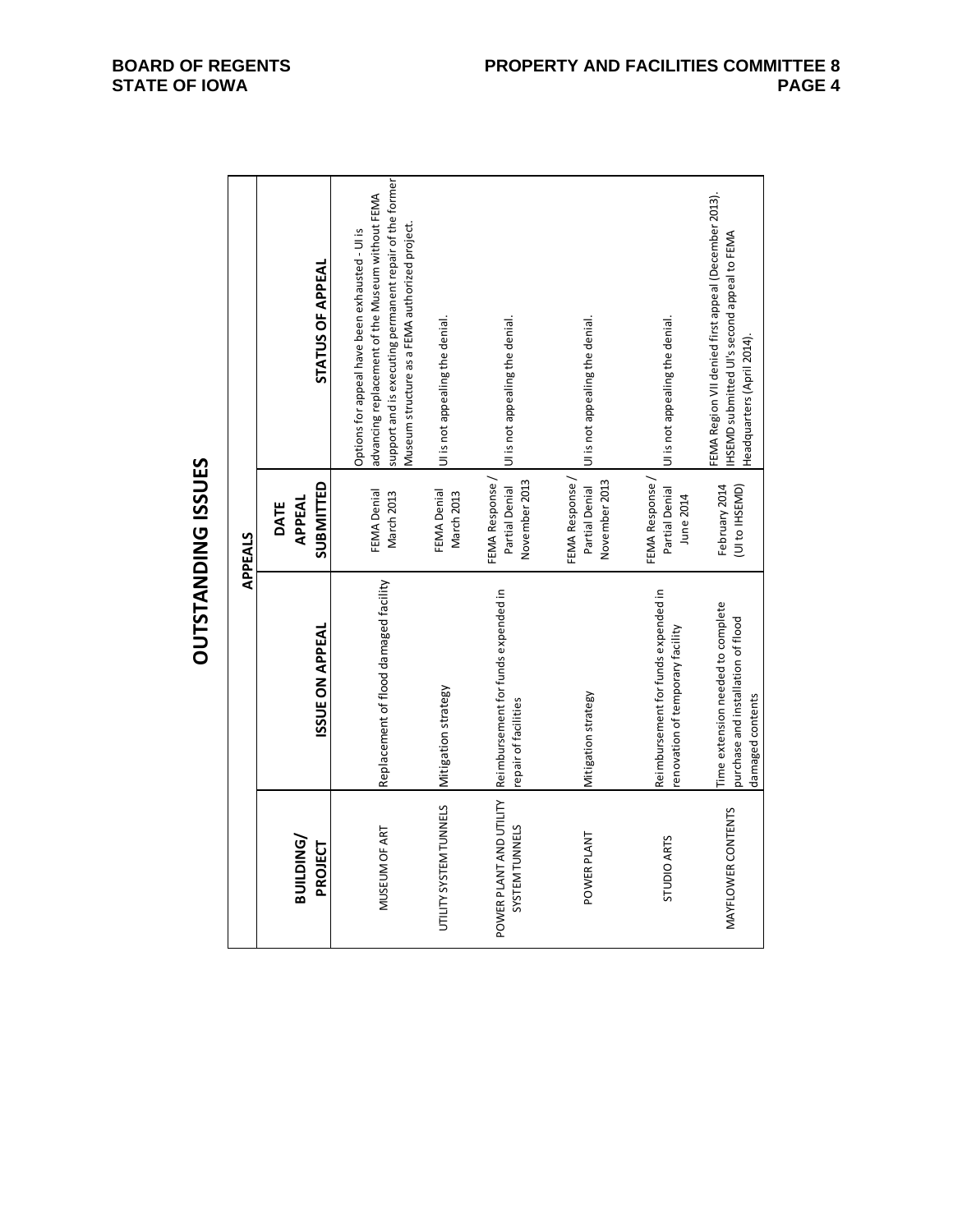# OUTSTANDING ISSUES

| APPEALS | | | |
|---|---|---|---|
| **BUILDING/ PROJECT** | **ISSUE ON APPEAL** | **DATE APPEAL SUBMITTED** | **STATUS OF APPEAL** |
| MUSEUM OF ART | Replacement of flood damaged facility | FEMA Denial March 2013 | Options for appeal have been exhausted - UI is advancing replacement of the Museum without FEMA support and is executing permanent repair of the former Museum structure as a FEMA authorized project. |
| UTILITY SYSTEM TUNNELS | Mitigation strategy | FEMA Denial March 2013 | UI is not appealing the denial. |
| POWER PLANT AND UTILITY SYSTEM TUNNELS | Reimbursement for funds expended in repair of facilities | FEMA Response / Partial Denial November 2013 | UI is not appealing the denial. |
| POWER PLANT | Mitigation strategy | FEMA Response / Partial Denial November 2013 | UI is not appealing the denial. |
| STUDIO ARTS | Reimbursement for funds expended in renovation of temporary facility | FEMA Response / Partial Denial June 2014 | UI is not appealing the denial. |
| MAYFLOWER CONTENTS | Time extension needed to complete purchase and installation of flood damaged contents | February 2014 (UI to IHSEMD) | FEMA Region VII denied first appeal (December 2013). IHSEMD submitted UI's second appeal to FEMA Headquarters (April 2014). |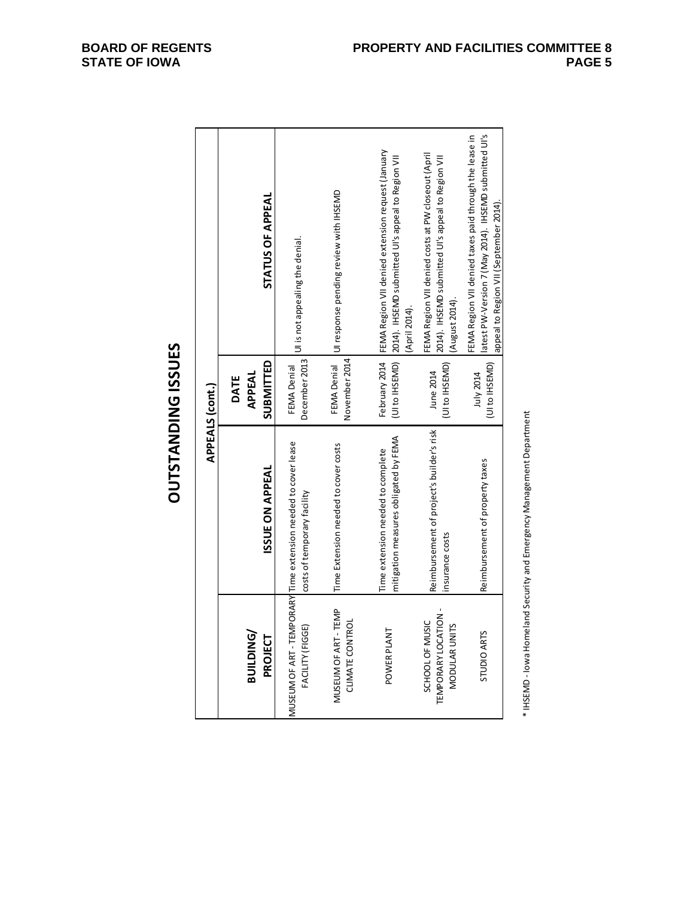# OUTSTANDING ISSUES

## APPEALS (cont.)

| BUILDING/ PROJECT | ISSUE ON APPEAL | DATE APPEAL SUBMITTED | STATUS OF APPEAL |
|---|---|---|---|
| MUSEUM OF ART - TEMPORARY FACILITY (FIGGE) | Time extension needed to cover lease costs of temporary facility | FEMA Denial December 2013 | UI is not appealing the denial. |
| MUSEUM OF ART - TEMP CLIMATE CONTROL | Time Extension needed to cover costs | FEMA Denial November 2014 | UI response pending review with IHSEMD |
| POWER PLANT | Time extension needed to complete mitigation measures obligated by FEMA | February 2014 (UI to IHSEMD) | FEMA Region VII denied extension request (January 2014). IHSEMD submitted UI's appeal to Region VII (April 2014). |
| SCHOOL OF MUSIC TEMPORARY LOCATION - MODULAR UNITS | Reimbursement of project's builder's risk insurance costs | June 2014 (UI to IHSEMD) | FEMA Region VII denied costs at PW closeout (April 2014). IHSEMD submitted UI's appeal to Region VII (August 2014). |
| STUDIO ARTS | Reimbursement of property taxes | July 2014 (UI to IHSEMD) | FEMA Region VII denied taxes paid through the lease in latest PW-Version 7 (May 2014). IHSEMD submitted UI's appeal to Region VII (September 2014). |

* IHSEMD - Iowa Homeland Security and Emergency Management Department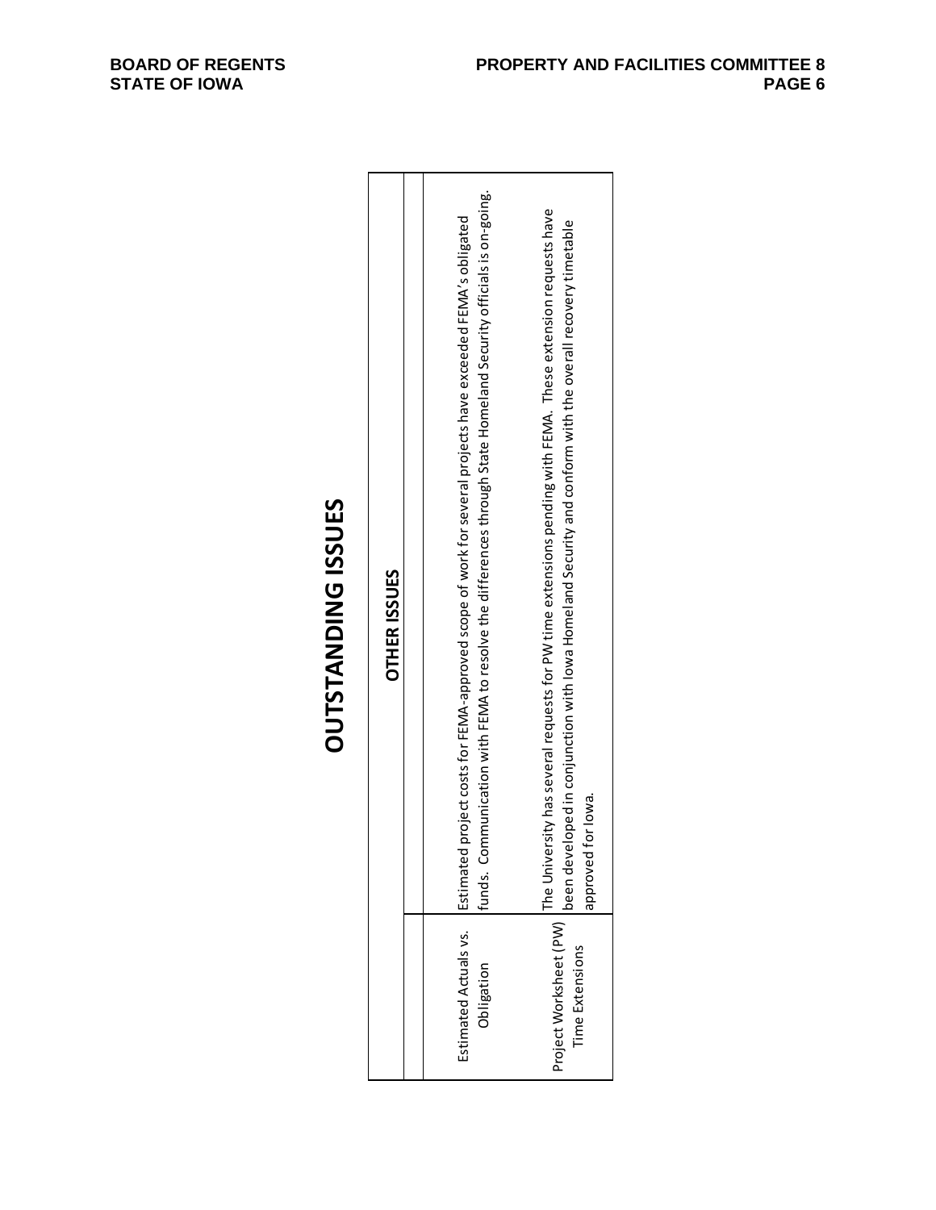# OUTSTANDING ISSUES

| OTHER ISSUES | |
|---|---|
| Estimated Actuals vs. Obligation | Estimated project costs for FEMA-approved scope of work for several projects have exceeded FEMA's obligated funds. Communication with FEMA to resolve the differences through State Homeland Security officials is on-going. |
| Project Worksheet (PW) Time Extensions | The University has several requests for PW time extensions pending with FEMA. These extension requests have been developed in conjunction with Iowa Homeland Security and conform with the overall recovery timetable approved for Iowa. |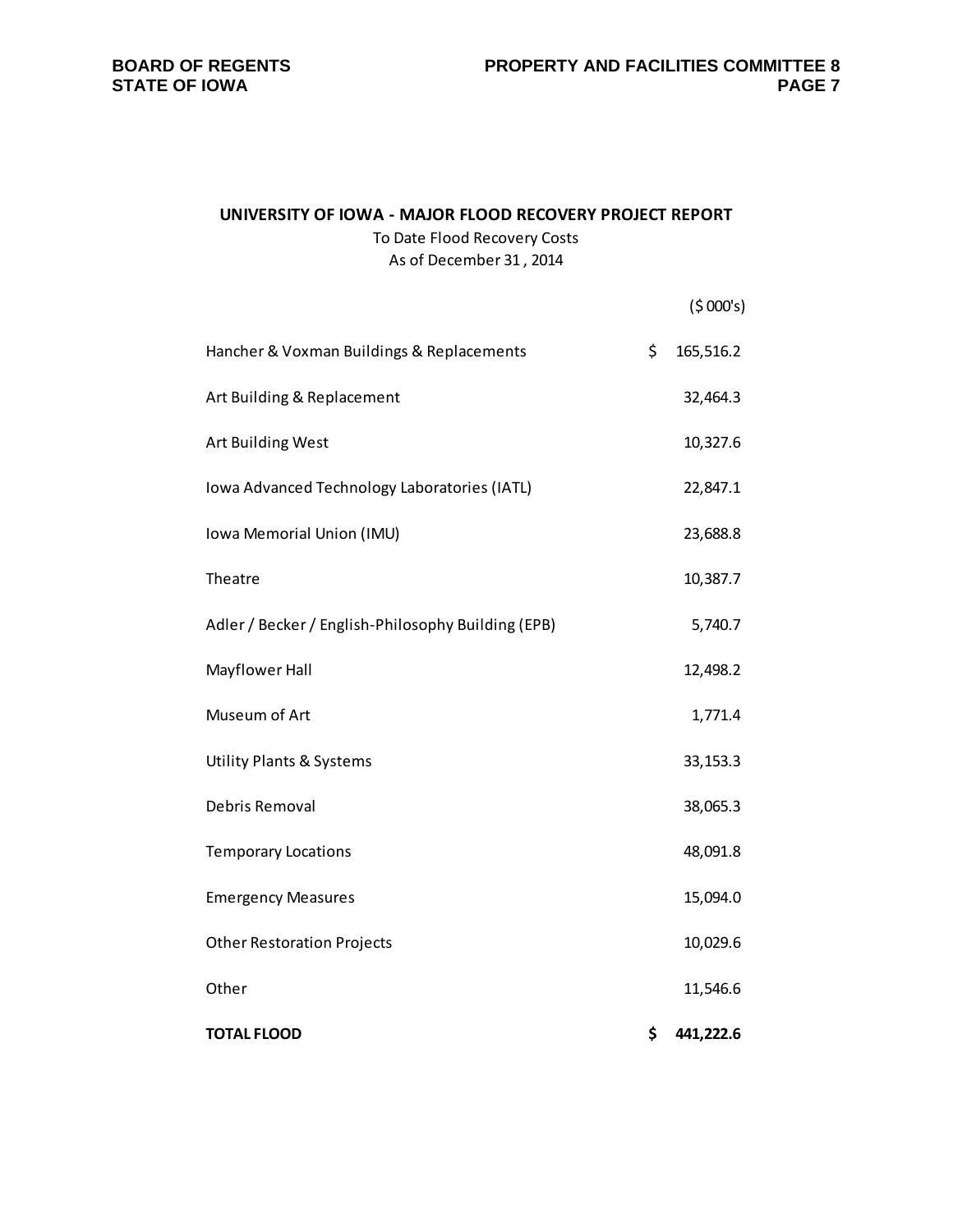**UNIVERSITY OF IOWA - MAJOR FLOOD RECOVERY PROJECT REPORT**

To Date Flood Recovery Costs

As of December 31 , 2014

| | ($ 000's) |
|---|---|
| Hancher & Voxman Buildings & Replacements | $ 165,516.2 |
| Art Building & Replacement | 32,464.3 |
| Art Building West | 10,327.6 |
| Iowa Advanced Technology Laboratories (IATL) | 22,847.1 |
| Iowa Memorial Union (IMU) | 23,688.8 |
| Theatre | 10,387.7 |
| Adler / Becker / English-Philosophy Building (EPB) | 5,740.7 |
| Mayflower Hall | 12,498.2 |
| Museum of Art | 1,771.4 |
| Utility Plants & Systems | 33,153.3 |
| Debris Removal | 38,065.3 |
| Temporary Locations | 48,091.8 |
| Emergency Measures | 15,094.0 |
| Other Restoration Projects | 10,029.6 |
| Other | 11,546.6 |
| **TOTAL FLOOD** | **$ 441,222.6** |